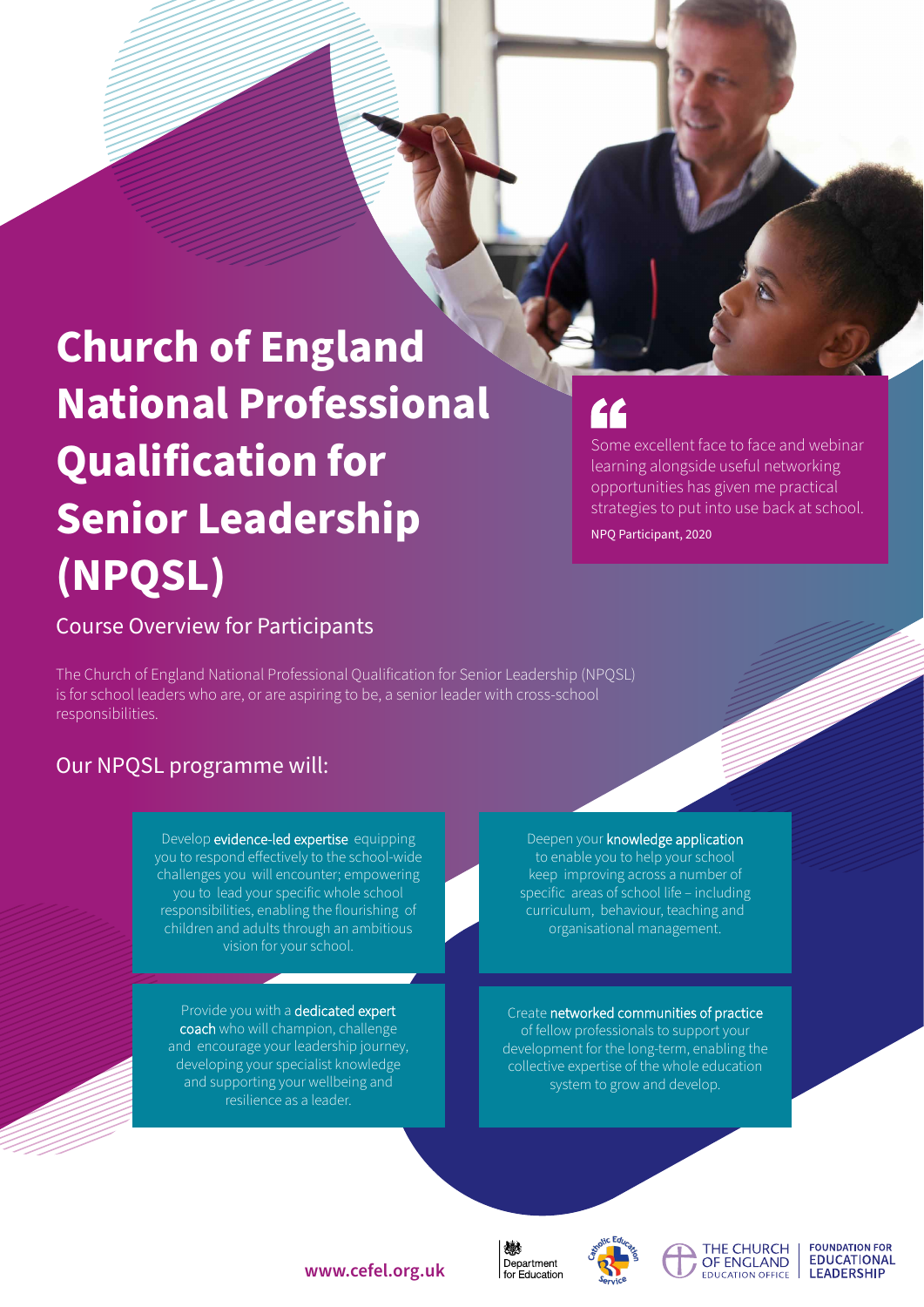# Church of England National Professional Qualification for Senior Leadership (NPQSL)

## Course Overview for Participants

> Some excellent face to face and webinar learning alongside useful networking opportunities has given me practical strategies to put into use back at school.
>
> NPQ Participant, 2020

The Church of England National Professional Qualification for Senior Leadership (NPQSL) is for school leaders who are, or are aspiring to be, a senior leader with cross-school responsibilities.

## Our NPQSL programme will:

Develop **evidence-led expertise** equipping you to respond effectively to the school-wide challenges you will encounter; empowering you to lead your specific whole school responsibilities, enabling the flourishing of children and adults through an ambitious vision for your school.

Deepen your **knowledge application** to enable you to help your school keep improving across a number of specific areas of school life – including curriculum, behaviour, teaching and organisational management.

Provide you with a **dedicated expert coach** who will champion, challenge and encourage your leadership journey, developing your specialist knowledge and supporting your wellbeing and resilience as a leader.

Create **networked communities of practice** of fellow professionals to support your development for the long-term, enabling the collective expertise of the whole education system to grow and develop.

www.cefel.org.uk

Department for Education | Catholic Education Service | The Church of England Education Office | Foundation for Educational Leadership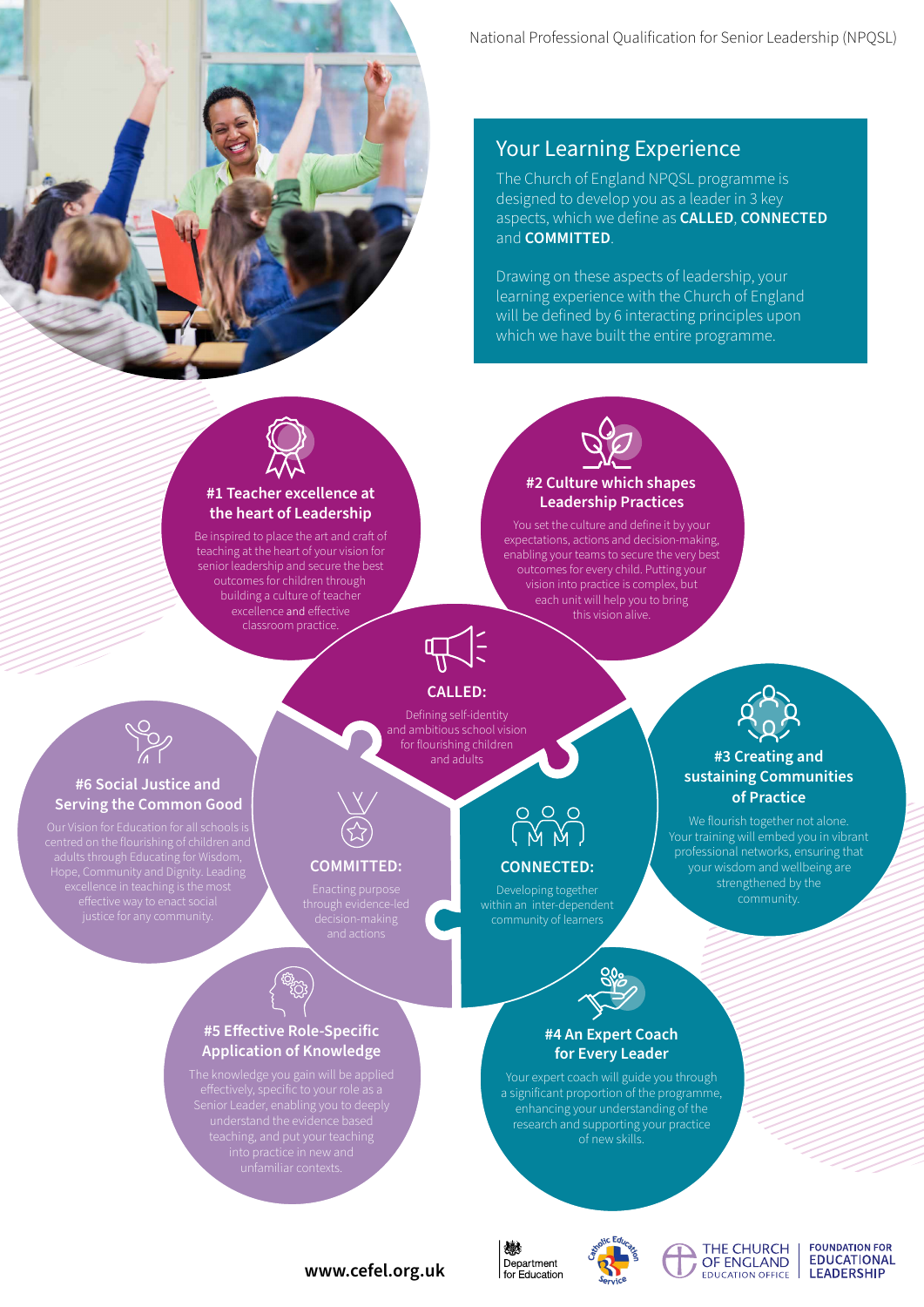National Professional Qualification for Senior Leadership (NPQSL)

## Your Learning Experience

The Church of England NPQSL programme is designed to develop you as a leader in 3 key aspects, which we define as **CALLED**, **CONNECTED** and **COMMITTED**.

Drawing on these aspects of leadership, your learning experience with the Church of England will be defined by 6 interacting principles upon which we have built the entire programme.

### #1 Teacher excellence at the heart of Leadership

Be inspired to place the art and craft of teaching at the heart of your vision for senior leadership and secure the best outcomes for children through building a culture of teacher excellence and effective classroom practice.

### #2 Culture which shapes Leadership Practices

You set the culture and define it by your expectations, actions and decision-making, enabling your teams to secure the very best outcomes for every child. Putting your vision into practice is complex, but each unit will help you to bring this vision alive.

### CALLED:

Defining self-identity and ambitious school vision for flourishing children and adults

### #6 Social Justice and Serving the Common Good

Our Vision for Education for all schools is centred on the flourishing of children and adults through Educating for Wisdom, Hope, Community and Dignity. Leading excellence in teaching is the most effective way to enact social justice for any community.

### COMMITTED:

Enacting purpose through evidence-led decision-making and actions

### CONNECTED:

Developing together within an inter-dependent community of learners

### #3 Creating and sustaining Communities of Practice

We flourish together not alone. Your training will embed you in vibrant professional networks, ensuring that your wisdom and wellbeing are strengthened by the community.

### #5 Effective Role-Specific Application of Knowledge

The knowledge you gain will be applied effectively, specific to your role as a Senior Leader, enabling you to deeply understand the evidence based teaching, and put your teaching into practice in new and unfamiliar contexts.

### #4 An Expert Coach for Every Leader

Your expert coach will guide you through a significant proportion of the programme, enhancing your understanding of the research and supporting your practice of new skills.

**www.cefel.org.uk**

Department for Education | Catholic Education Service | The Church of England Education Office | Foundation for Educational Leadership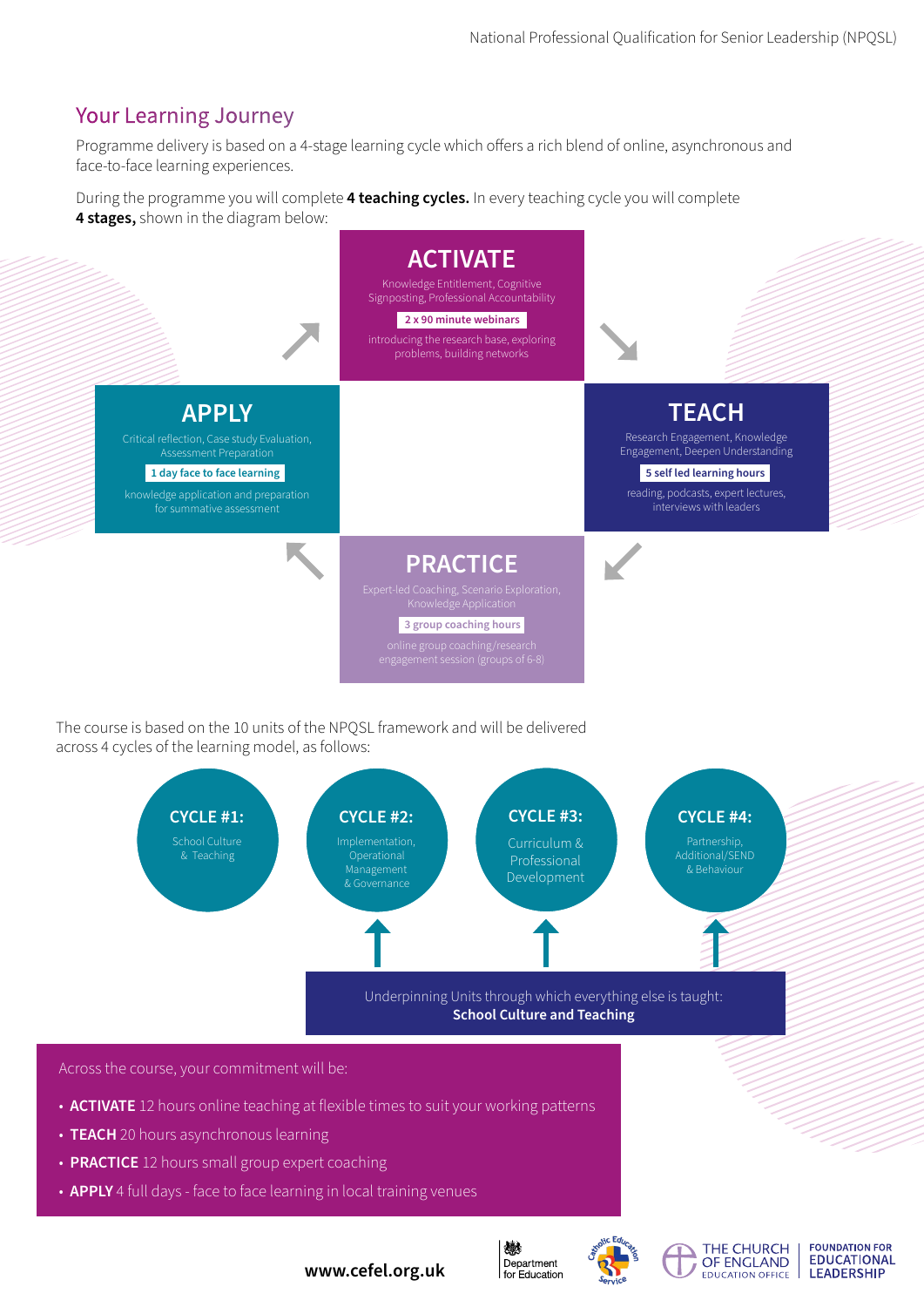## Your Learning Journey

Programme delivery is based on a 4-stage learning cycle which offers a rich blend of online, asynchronous and face-to-face learning experiences.

During the programme you will complete **4 teaching cycles.** In every teaching cycle you will complete **4 stages,** shown in the diagram below:

### ACTIVATE

Knowledge Entitlement, Cognitive Signposting, Professional Accountability

**2 x 90 minute webinars**

introducing the research base, exploring problems, building networks

### TEACH

Research Engagement, Knowledge Engagement, Deepen Understanding

**5 self led learning hours**

reading, podcasts, expert lectures, interviews with leaders

### PRACTICE

Expert-led Coaching, Scenario Exploration, Knowledge Application

**3 group coaching hours**

online group coaching/research engagement session (groups of 6-8)

### APPLY

Critical reflection, Case study Evaluation, Assessment Preparation

**1 day face to face learning**

knowledge application and preparation for summative assessment

The course is based on the 10 units of the NPQSL framework and will be delivered across 4 cycles of the learning model, as follows:

- **CYCLE #1:** School Culture & Teaching
- **CYCLE #2:** Implementation, Operational Management & Governance
- **CYCLE #3:** Curriculum & Professional Development
- **CYCLE #4:** Partnership, Additional/SEND & Behaviour

Underpinning Units through which everything else is taught:
**School Culture and Teaching**

Across the course, your commitment will be:

- **ACTIVATE** 12 hours online teaching at flexible times to suit your working patterns
- **TEACH** 20 hours asynchronous learning
- **PRACTICE** 12 hours small group expert coaching
- **APPLY** 4 full days - face to face learning in local training venues

**www.cefel.org.uk**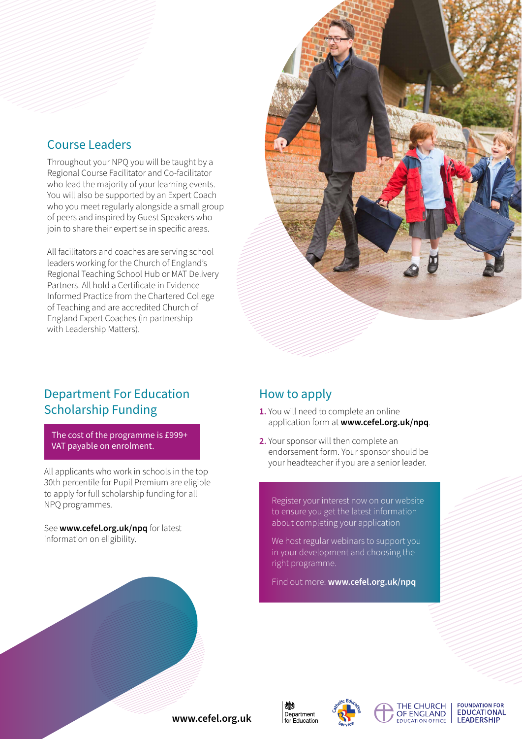## Course Leaders

Throughout your NPQ you will be taught by a Regional Course Facilitator and Co-facilitator who lead the majority of your learning events. You will also be supported by an Expert Coach who you meet regularly alongside a small group of peers and inspired by Guest Speakers who join to share their expertise in specific areas.

All facilitators and coaches are serving school leaders working for the Church of England's Regional Teaching School Hub or MAT Delivery Partners. All hold a Certificate in Evidence Informed Practice from the Chartered College of Teaching and are accredited Church of England Expert Coaches (in partnership with Leadership Matters).

## Department For Education Scholarship Funding

The cost of the programme is £999+ VAT payable on enrolment.

All applicants who work in schools in the top 30th percentile for Pupil Premium are eligible to apply for full scholarship funding for all NPQ programmes.

See **www.cefel.org.uk/npq** for latest information on eligibility.

## How to apply

1. You will need to complete an online application form at **www.cefel.org.uk/npq**.
2. Your sponsor will then complete an endorsement form. Your sponsor should be your headteacher if you are a senior leader.

Register your interest now on our website to ensure you get the latest information about completing your application

We host regular webinars to support you in your development and choosing the right programme.

Find out more: **www.cefel.org.uk/npq**

**www.cefel.org.uk**

Department for Education

Catholic Education Service

THE CHURCH OF ENGLAND EDUCATION OFFICE

FOUNDATION FOR EDUCATIONAL LEADERSHIP